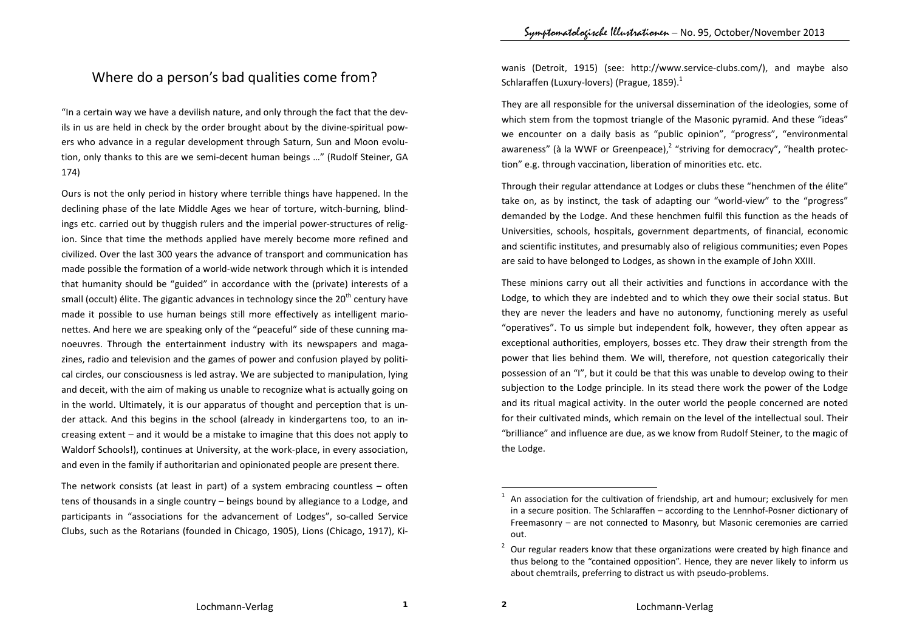# Where do a person's bad qualities come from?

"In a certain way we have a devilish nature, and only through the fact that the devils in us are held in check by the order brought about by the divine-spiritual powers who advance in a regular development through Saturn, Sun and Moon evolution, only thanks to this are we semi-decent human beings …" (Rudolf Steiner, GA 174)

Ours is not the only period in history where terrible things have happened. In the declining phase of the late Middle Ages we hear of torture, witch-burning, blindings etc. carried out by thuggish rulers and the imperial power-structures of religion. Since that time the methods applied have merely become more refined and civilized. Over the last 300 years the advance of transport and communication has made possible the formation of a world-wide network through which it is intended that humanity should be "guided" in accordance with the (private) interests of a small (occult) élite. The gigantic advances in technology since the 20th century have made it possible to use human beings still more effectively as intelligent marionettes. And here we are speaking only of the "peaceful" side of these cunning manoeuvres. Through the entertainment industry with its newspapers and magazines, radio and television and the games of power and confusion played by political circles, our consciousness is led astray. We are subjected to manipulation, lying and deceit, with the aim of making us unable to recognize what is actually going on in the world. Ultimately, it is our apparatus of thought and perception that is under attack. And this begins in the school (already in kindergartens too, to an increasing extent – and it would be a mistake to imagine that this does not apply to Waldorf Schools!), continues at University, at the work-place, in every association, and even in the family if authoritarian and opinionated people are present there.

The network consists (at least in part) of a system embracing countless – often tens of thousands in a single country – beings bound by allegiance to a Lodge, and participants in "associations for the advancement of Lodges", so-called Service Clubs, such as the Rotarians (founded in Chicago, 1905), Lions (Chicago, 1917), Kiwanis (Detroit, 1915) (see: http://www.service-clubs.com/), and maybe also Schlaraffen (Luxury-lovers) (Prague, 1859).[1]

They are all responsible for the universal dissemination of the ideologies, some of which stem from the topmost triangle of the Masonic pyramid. And these "ideas" we encounter on a daily basis as "public opinion", "progress", "environmental awareness" (à la WWF or Greenpeace),[2] "striving for democracy", "health protection" e.g. through vaccination, liberation of minorities etc. etc.

Through their regular attendance at Lodges or clubs these "henchmen of the élite" take on, as by instinct, the task of adapting our "world-view" to the "progress" demanded by the Lodge. And these henchmen fulfil this function as the heads of Universities, schools, hospitals, government departments, of financial, economic and scientific institutes, and presumably also of religious communities; even Popes are said to have belonged to Lodges, as shown in the example of John XXIII.

These minions carry out all their activities and functions in accordance with the Lodge, to which they are indebted and to which they owe their social status. But they are never the leaders and have no autonomy, functioning merely as useful "operatives". To us simple but independent folk, however, they often appear as exceptional authorities, employers, bosses etc. They draw their strength from the power that lies behind them. We will, therefore, not question categorically their possession of an "I", but it could be that this was unable to develop owing to their subjection to the Lodge principle. In its stead there work the power of the Lodge and its ritual magical activity. In the outer world the people concerned are noted for their cultivated minds, which remain on the level of the intellectual soul. Their "brilliance" and influence are due, as we know from Rudolf Steiner, to the magic of the Lodge.

---

[1] An association for the cultivation of friendship, art and humour; exclusively for men in a secure position. The Schlaraffen – according to the Lennhof-Posner dictionary of Freemasonry – are not connected to Masonry, but Masonic ceremonies are carried out.

[2] Our regular readers know that these organizations were created by high finance and thus belong to the "contained opposition". Hence, they are never likely to inform us about chemtrails, preferring to distract us with pseudo-problems.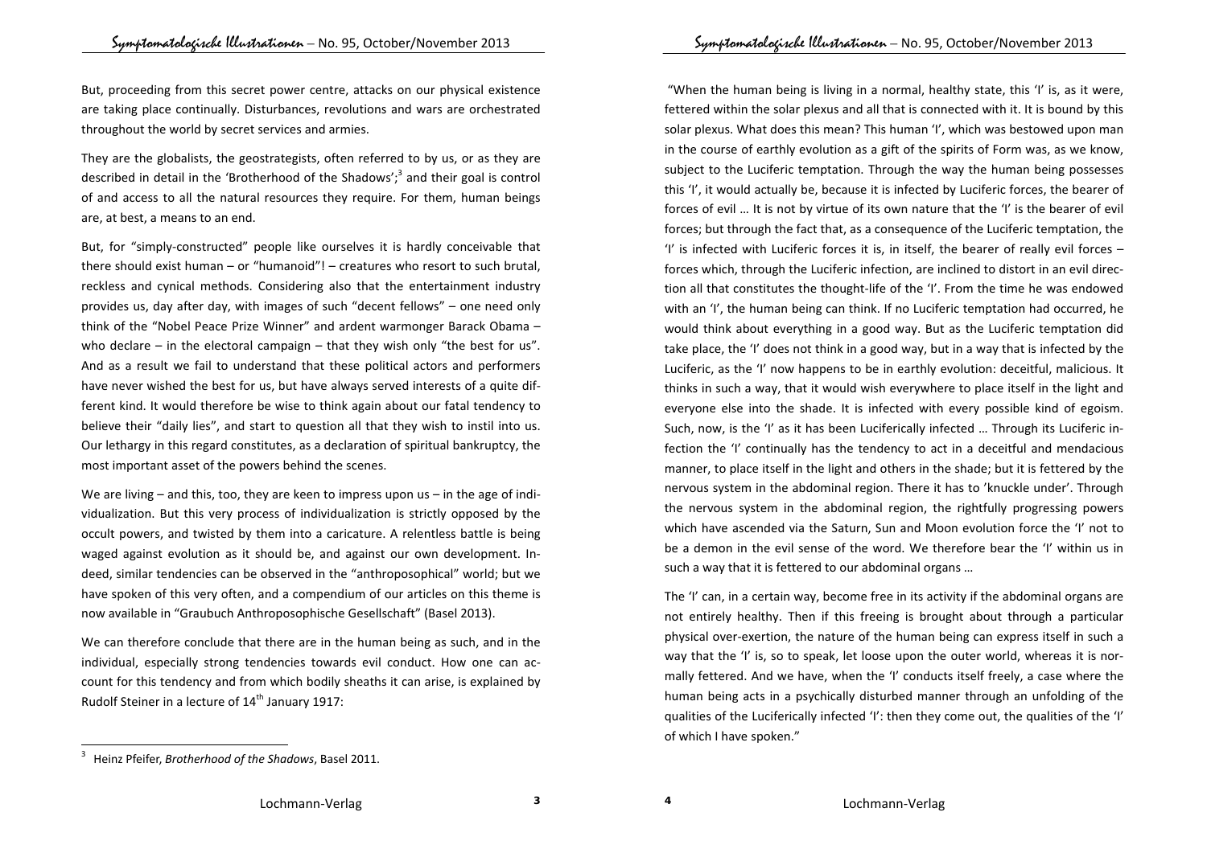But, proceeding from this secret power centre, attacks on our physical existence are taking place continually. Disturbances, revolutions and wars are orchestrated throughout the world by secret services and armies.

They are the globalists, the geostrategists, often referred to by us, or as they are described in detail in the 'Brotherhood of the Shadows';[3] and their goal is control of and access to all the natural resources they require. For them, human beings are, at best, a means to an end.

But, for "simply-constructed" people like ourselves it is hardly conceivable that there should exist human – or "humanoid"! – creatures who resort to such brutal, reckless and cynical methods. Considering also that the entertainment industry provides us, day after day, with images of such "decent fellows" – one need only think of the "Nobel Peace Prize Winner" and ardent warmonger Barack Obama – who declare – in the electoral campaign – that they wish only "the best for us". And as a result we fail to understand that these political actors and performers have never wished the best for us, but have always served interests of a quite different kind. It would therefore be wise to think again about our fatal tendency to believe their "daily lies", and start to question all that they wish to instil into us. Our lethargy in this regard constitutes, as a declaration of spiritual bankruptcy, the most important asset of the powers behind the scenes.

We are living – and this, too, they are keen to impress upon us – in the age of individualization. But this very process of individualization is strictly opposed by the occult powers, and twisted by them into a caricature. A relentless battle is being waged against evolution as it should be, and against our own development. Indeed, similar tendencies can be observed in the "anthroposophical" world; but we have spoken of this very often, and a compendium of our articles on this theme is now available in "Graubuch Anthroposophische Gesellschaft" (Basel 2013).

We can therefore conclude that there are in the human being as such, and in the individual, especially strong tendencies towards evil conduct. How one can account for this tendency and from which bodily sheaths it can arise, is explained by Rudolf Steiner in a lecture of 14th January 1917:

"When the human being is living in a normal, healthy state, this 'I' is, as it were, fettered within the solar plexus and all that is connected with it. It is bound by this solar plexus. What does this mean? This human 'I', which was bestowed upon man in the course of earthly evolution as a gift of the spirits of Form was, as we know, subject to the Luciferic temptation. Through the way the human being possesses this 'I', it would actually be, because it is infected by Luciferic forces, the bearer of forces of evil … It is not by virtue of its own nature that the 'I' is the bearer of evil forces; but through the fact that, as a consequence of the Luciferic temptation, the 'I' is infected with Luciferic forces it is, in itself, the bearer of really evil forces – forces which, through the Luciferic infection, are inclined to distort in an evil direction all that constitutes the thought-life of the 'I'. From the time he was endowed with an 'I', the human being can think. If no Luciferic temptation had occurred, he would think about everything in a good way. But as the Luciferic temptation did take place, the 'I' does not think in a good way, but in a way that is infected by the Luciferic, as the 'I' now happens to be in earthly evolution: deceitful, malicious. It thinks in such a way, that it would wish everywhere to place itself in the light and everyone else into the shade. It is infected with every possible kind of egoism. Such, now, is the 'I' as it has been Luciferically infected … Through its Luciferic infection the 'I' continually has the tendency to act in a deceitful and mendacious manner, to place itself in the light and others in the shade; but it is fettered by the nervous system in the abdominal region. There it has to 'knuckle under'. Through the nervous system in the abdominal region, the rightfully progressing powers which have ascended via the Saturn, Sun and Moon evolution force the 'I' not to be a demon in the evil sense of the word. We therefore bear the 'I' within us in such a way that it is fettered to our abdominal organs …

The 'I' can, in a certain way, become free in its activity if the abdominal organs are not entirely healthy. Then if this freeing is brought about through a particular physical over-exertion, the nature of the human being can express itself in such a way that the 'I' is, so to speak, let loose upon the outer world, whereas it is normally fettered. And we have, when the 'I' conducts itself freely, a case where the human being acts in a psychically disturbed manner through an unfolding of the qualities of the Luciferically infected 'I': then they come out, the qualities of the 'I' of which I have spoken."

---

[3] Heinz Pfeifer, *Brotherhood of the Shadows*, Basel 2011.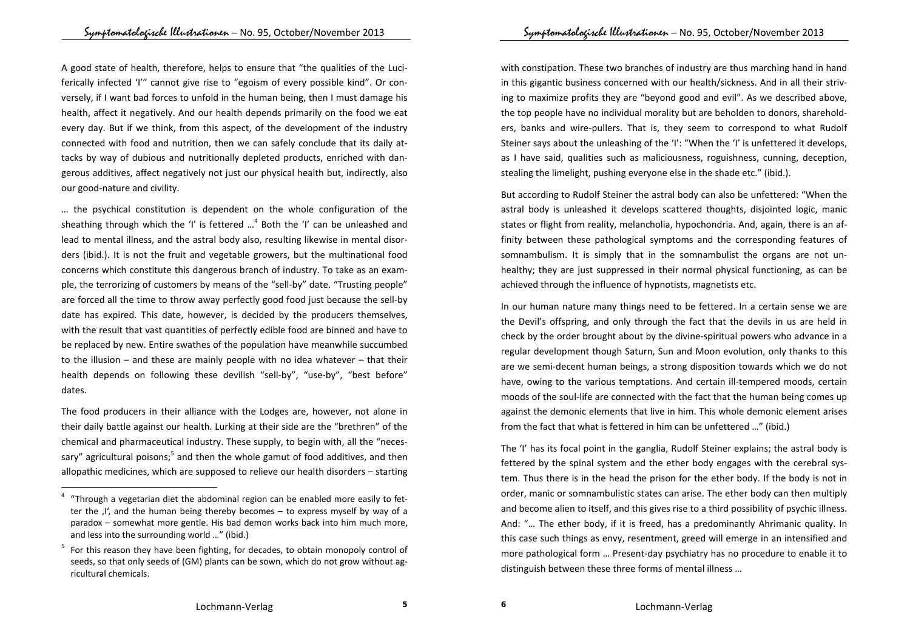A good state of health, therefore, helps to ensure that "the qualities of the Luciferically infected 'I'" cannot give rise to "egoism of every possible kind". Or conversely, if I want bad forces to unfold in the human being, then I must damage his health, affect it negatively. And our health depends primarily on the food we eat every day. But if we think, from this aspect, of the development of the industry connected with food and nutrition, then we can safely conclude that its daily attacks by way of dubious and nutritionally depleted products, enriched with dangerous additives, affect negatively not just our physical health but, indirectly, also our good-nature and civility.

… the psychical constitution is dependent on the whole configuration of the sheathing through which the 'I' is fettered …[4] Both the 'I' can be unleashed and lead to mental illness, and the astral body also, resulting likewise in mental disorders (ibid.). It is not the fruit and vegetable growers, but the multinational food concerns which constitute this dangerous branch of industry. To take as an example, the terrorizing of customers by means of the "sell-by" date. "Trusting people" are forced all the time to throw away perfectly good food just because the sell-by date has expired. This date, however, is decided by the producers themselves, with the result that vast quantities of perfectly edible food are binned and have to be replaced by new. Entire swathes of the population have meanwhile succumbed to the illusion – and these are mainly people with no idea whatever – that their health depends on following these devilish "sell-by", "use-by", "best before" dates.

The food producers in their alliance with the Lodges are, however, not alone in their daily battle against our health. Lurking at their side are the "brethren" of the chemical and pharmaceutical industry. These supply, to begin with, all the "necessary" agricultural poisons;[5] and then the whole gamut of food additives, and then allopathic medicines, which are supposed to relieve our health disorders – starting with constipation. These two branches of industry are thus marching hand in hand in this gigantic business concerned with our health/sickness. And in all their striving to maximize profits they are "beyond good and evil". As we described above, the top people have no individual morality but are beholden to donors, shareholders, banks and wire-pullers. That is, they seem to correspond to what Rudolf Steiner says about the unleashing of the 'I': "When the 'I' is unfettered it develops, as I have said, qualities such as maliciousness, roguishness, cunning, deception, stealing the limelight, pushing everyone else in the shade etc." (ibid.).

But according to Rudolf Steiner the astral body can also be unfettered: "When the astral body is unleashed it develops scattered thoughts, disjointed logic, manic states or flight from reality, melancholia, hypochondria. And, again, there is an affinity between these pathological symptoms and the corresponding features of somnambulism. It is simply that in the somnambulist the organs are not unhealthy; they are just suppressed in their normal physical functioning, as can be achieved through the influence of hypnotists, magnetists etc.

In our human nature many things need to be fettered. In a certain sense we are the Devil's offspring, and only through the fact that the devils in us are held in check by the order brought about by the divine-spiritual powers who advance in a regular development though Saturn, Sun and Moon evolution, only thanks to this are we semi-decent human beings, a strong disposition towards which we do not have, owing to the various temptations. And certain ill-tempered moods, certain moods of the soul-life are connected with the fact that the human being comes up against the demonic elements that live in him. This whole demonic element arises from the fact that what is fettered in him can be unfettered …" (ibid.)

The 'I' has its focal point in the ganglia, Rudolf Steiner explains; the astral body is fettered by the spinal system and the ether body engages with the cerebral system. Thus there is in the head the prison for the ether body. If the body is not in order, manic or somnambulistic states can arise. The ether body can then multiply and become alien to itself, and this gives rise to a third possibility of psychic illness. And: "… The ether body, if it is freed, has a predominantly Ahrimanic quality. In this case such things as envy, resentment, greed will emerge in an intensified and more pathological form … Present-day psychiatry has no procedure to enable it to distinguish between these three forms of mental illness …

---

[4] "Through a vegetarian diet the abdominal region can be enabled more easily to fetter the ‚I', and the human being thereby becomes – to express myself by way of a paradox – somewhat more gentle. His bad demon works back into him much more, and less into the surrounding world …" (ibid.)

[5] For this reason they have been fighting, for decades, to obtain monopoly control of seeds, so that only seeds of (GM) plants can be sown, which do not grow without agricultural chemicals.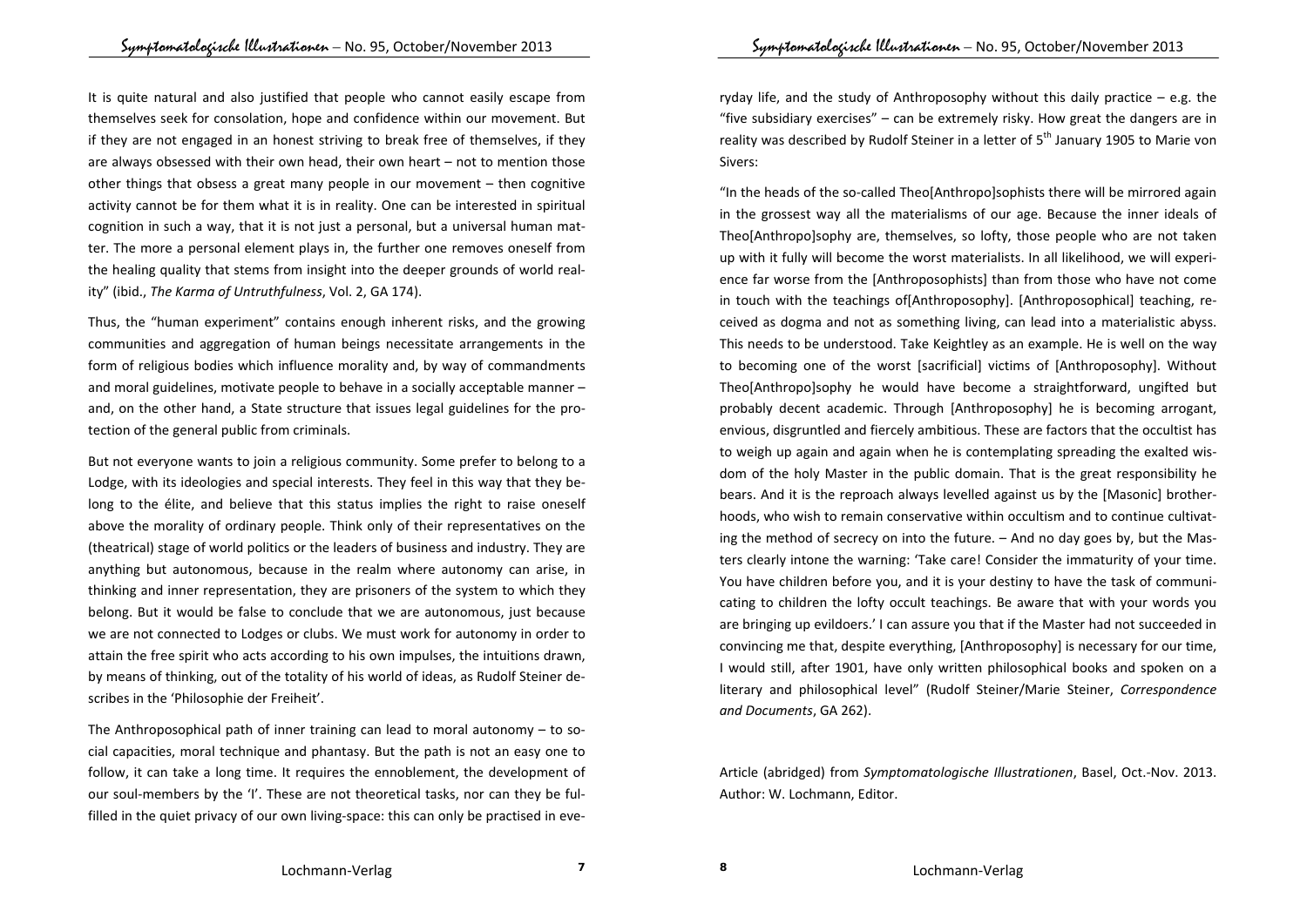It is quite natural and also justified that people who cannot easily escape from themselves seek for consolation, hope and confidence within our movement. But if they are not engaged in an honest striving to break free of themselves, if they are always obsessed with their own head, their own heart – not to mention those other things that obsess a great many people in our movement – then cognitive activity cannot be for them what it is in reality. One can be interested in spiritual cognition in such a way, that it is not just a personal, but a universal human matter. The more a personal element plays in, the further one removes oneself from the healing quality that stems from insight into the deeper grounds of world reality" (ibid., *The Karma of Untruthfulness*, Vol. 2, GA 174).

Thus, the "human experiment" contains enough inherent risks, and the growing communities and aggregation of human beings necessitate arrangements in the form of religious bodies which influence morality and, by way of commandments and moral guidelines, motivate people to behave in a socially acceptable manner – and, on the other hand, a State structure that issues legal guidelines for the protection of the general public from criminals.

But not everyone wants to join a religious community. Some prefer to belong to a Lodge, with its ideologies and special interests. They feel in this way that they belong to the élite, and believe that this status implies the right to raise oneself above the morality of ordinary people. Think only of their representatives on the (theatrical) stage of world politics or the leaders of business and industry. They are anything but autonomous, because in the realm where autonomy can arise, in thinking and inner representation, they are prisoners of the system to which they belong. But it would be false to conclude that we are autonomous, just because we are not connected to Lodges or clubs. We must work for autonomy in order to attain the free spirit who acts according to his own impulses, the intuitions drawn, by means of thinking, out of the totality of his world of ideas, as Rudolf Steiner describes in the 'Philosophie der Freiheit'.

The Anthroposophical path of inner training can lead to moral autonomy – to social capacities, moral technique and phantasy. But the path is not an easy one to follow, it can take a long time. It requires the ennoblement, the development of our soul-members by the 'I'. These are not theoretical tasks, nor can they be fulfilled in the quiet privacy of our own living-space: this can only be practised in everyday life, and the study of Anthroposophy without this daily practice – e.g. the "five subsidiary exercises" – can be extremely risky. How great the dangers are in reality was described by Rudolf Steiner in a letter of 5th January 1905 to Marie von Sivers:

"In the heads of the so-called Theo[Anthropo]sophists there will be mirrored again in the grossest way all the materialisms of our age. Because the inner ideals of Theo[Anthropo]sophy are, themselves, so lofty, those people who are not taken up with it fully will become the worst materialists. In all likelihood, we will experience far worse from the [Anthroposophists] than from those who have not come in touch with the teachings of[Anthroposophy]. [Anthroposophical] teaching, received as dogma and not as something living, can lead into a materialistic abyss. This needs to be understood. Take Keightley as an example. He is well on the way to becoming one of the worst [sacrificial] victims of [Anthroposophy]. Without Theo[Anthropo]sophy he would have become a straightforward, ungifted but probably decent academic. Through [Anthroposophy] he is becoming arrogant, envious, disgruntled and fiercely ambitious. These are factors that the occultist has to weigh up again and again when he is contemplating spreading the exalted wisdom of the holy Master in the public domain. That is the great responsibility he bears. And it is the reproach always levelled against us by the [Masonic] brotherhoods, who wish to remain conservative within occultism and to continue cultivating the method of secrecy on into the future. – And no day goes by, but the Masters clearly intone the warning: 'Take care! Consider the immaturity of your time. You have children before you, and it is your destiny to have the task of communicating to children the lofty occult teachings. Be aware that with your words you are bringing up evildoers.' I can assure you that if the Master had not succeeded in convincing me that, despite everything, [Anthroposophy] is necessary for our time, I would still, after 1901, have only written philosophical books and spoken on a literary and philosophical level" (Rudolf Steiner/Marie Steiner, *Correspondence and Documents*, GA 262).

Article (abridged) from *Symptomatologische Illustrationen*, Basel, Oct.-Nov. 2013. Author: W. Lochmann, Editor.